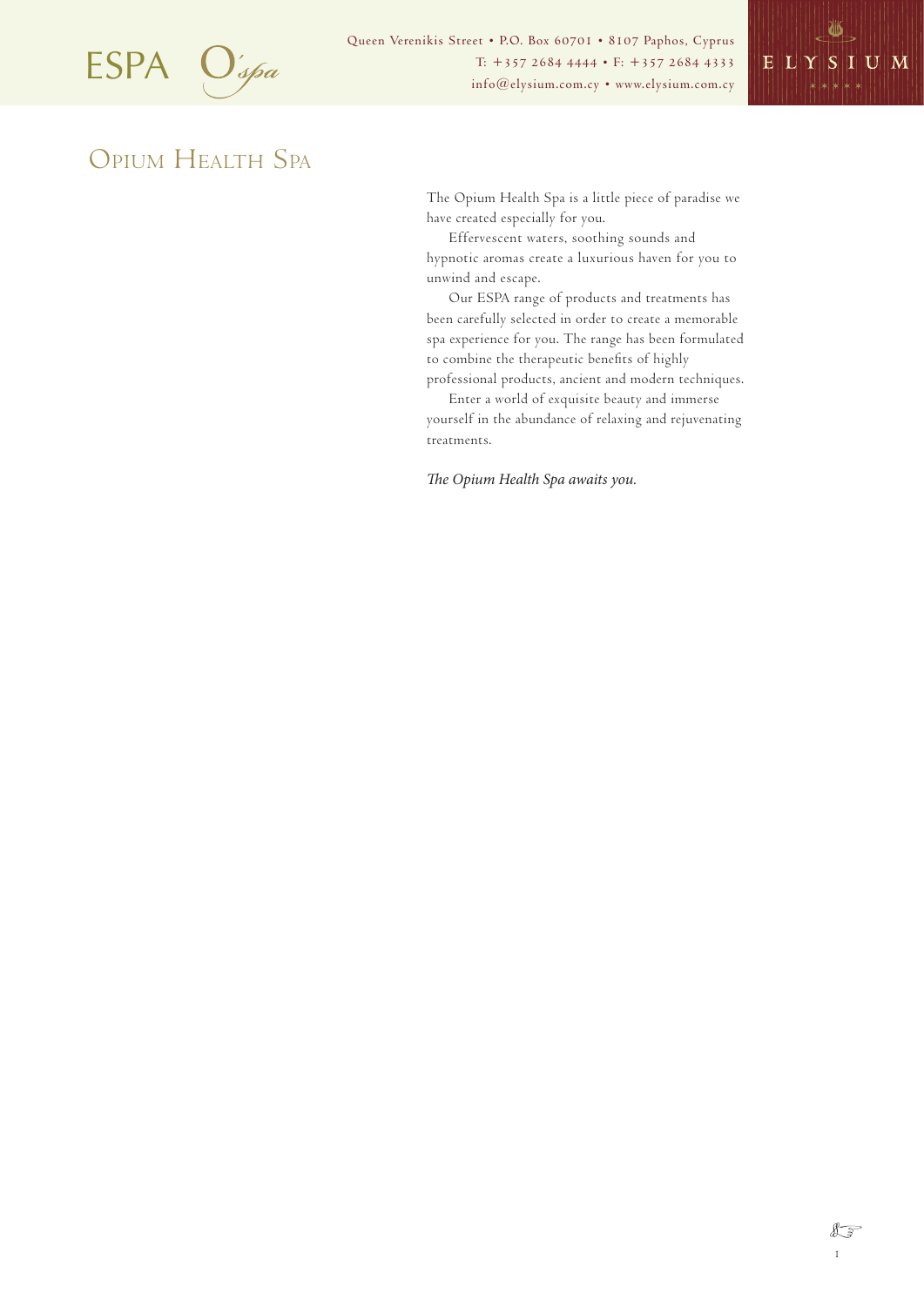ESPA O'spa

Queen Verenikis Street • P.O. Box 60701 • 8107 Paphos, Cyprus
T: +357 2684 4444 • F: +357 2684 4333
info@elysium.com.cy • www.elysium.com.cy

ELYSIUM

# Opium Health Spa

The Opium Health Spa is a little piece of paradise we have created especially for you.

Effervescent waters, soothing sounds and hypnotic aromas create a luxurious haven for you to unwind and escape.

Our ESPA range of products and treatments has been carefully selected in order to create a memorable spa experience for you. The range has been formulated to combine the therapeutic benefits of highly professional products, ancient and modern techniques.

Enter a world of exquisite beauty and immerse yourself in the abundance of relaxing and rejuvenating treatments.

*The Opium Health Spa awaits you.*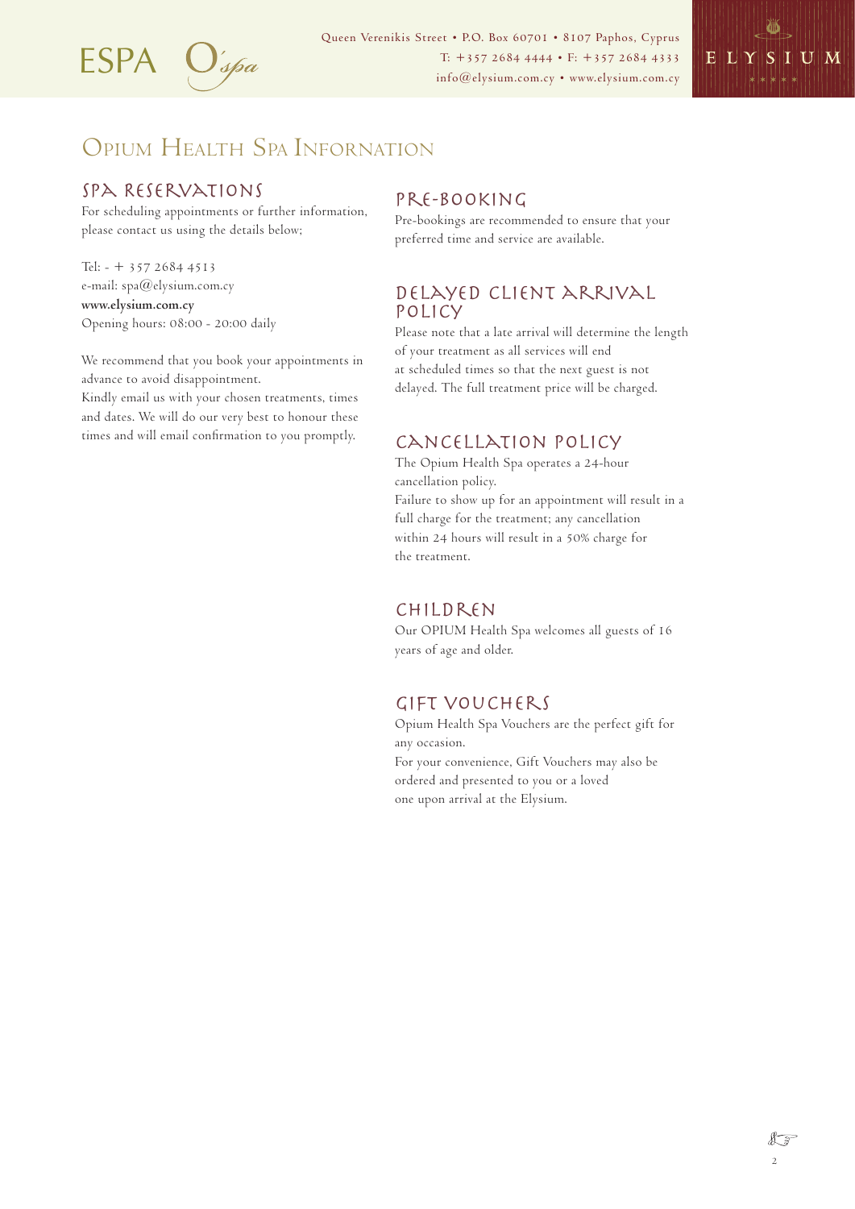# Opium Health Spa Infornation

## Spa Reservations

For scheduling appointments or further information, please contact us using the details below;

Tel: - + 357 2684 4513
e-mail: spa@elysium.com.cy
**www.elysium.com.cy**
Opening hours: 08:00 - 20:00 daily

We recommend that you book your appointments in advance to avoid disappointment.
Kindly email us with your chosen treatments, times and dates. We will do our very best to honour these times and will email confirmation to you promptly.

## Pre-Booking

Pre-bookings are recommended to ensure that your preferred time and service are available.

## Delayed Client Arrival Policy

Please note that a late arrival will determine the length of your treatment as all services will end at scheduled times so that the next guest is not delayed. The full treatment price will be charged.

## Cancellation Policy

The Opium Health Spa operates a 24-hour cancellation policy.
Failure to show up for an appointment will result in a full charge for the treatment; any cancellation within 24 hours will result in a 50% charge for the treatment.

## Children

Our OPIUM Health Spa welcomes all guests of 16 years of age and older.

## Gift Vouchers

Opium Health Spa Vouchers are the perfect gift for any occasion.
For your convenience, Gift Vouchers may also be ordered and presented to you or a loved one upon arrival at the Elysium.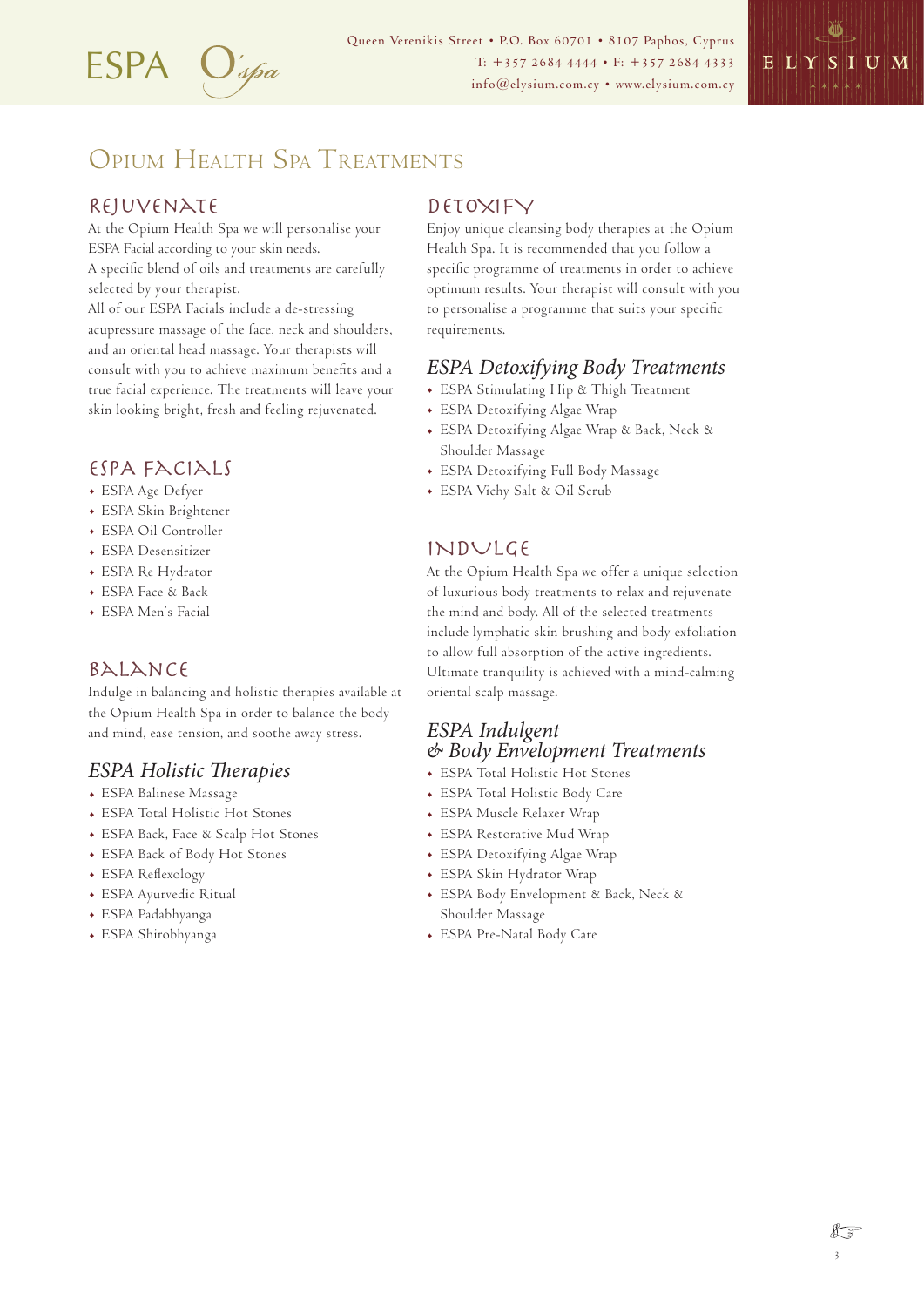ESPA O'spa

Queen Verenikis Street • P.O. Box 60701 • 8107 Paphos, Cyprus
T: +357 2684 4444 • F: +357 2684 4333
info@elysium.com.cy • www.elysium.com.cy

ELYSIUM

# Opium Health Spa Treatments

## Rejuvenate

At the Opium Health Spa we will personalise your ESPA Facial according to your skin needs.
A specific blend of oils and treatments are carefully selected by your therapist.
All of our ESPA Facials include a de-stressing acupressure massage of the face, neck and shoulders, and an oriental head massage. Your therapists will consult with you to achieve maximum benefits and a true facial experience. The treatments will leave your skin looking bright, fresh and feeling rejuvenated.

## ESPA Facials

- ESPA Age Defyer
- ESPA Skin Brightener
- ESPA Oil Controller
- ESPA Desensitizer
- ESPA Re Hydrator
- ESPA Face & Back
- ESPA Men's Facial

## Balance

Indulge in balancing and holistic therapies available at the Opium Health Spa in order to balance the body and mind, ease tension, and soothe away stress.

### *ESPA Holistic Therapies*

- ESPA Balinese Massage
- ESPA Total Holistic Hot Stones
- ESPA Back, Face & Scalp Hot Stones
- ESPA Back of Body Hot Stones
- ESPA Reflexology
- ESPA Ayurvedic Ritual
- ESPA Padabhyanga
- ESPA Shirobhyanga

## Detoxify

Enjoy unique cleansing body therapies at the Opium Health Spa. It is recommended that you follow a specific programme of treatments in order to achieve optimum results. Your therapist will consult with you to personalise a programme that suits your specific requirements.

### *ESPA Detoxifying Body Treatments*

- ESPA Stimulating Hip & Thigh Treatment
- ESPA Detoxifying Algae Wrap
- ESPA Detoxifying Algae Wrap & Back, Neck & Shoulder Massage
- ESPA Detoxifying Full Body Massage
- ESPA Vichy Salt & Oil Scrub

## Indulge

At the Opium Health Spa we offer a unique selection of luxurious body treatments to relax and rejuvenate the mind and body. All of the selected treatments include lymphatic skin brushing and body exfoliation to allow full absorption of the active ingredients. Ultimate tranquility is achieved with a mind-calming oriental scalp massage.

### *ESPA Indulgent & Body Envelopment Treatments*

- ESPA Total Holistic Hot Stones
- ESPA Total Holistic Body Care
- ESPA Muscle Relaxer Wrap
- ESPA Restorative Mud Wrap
- ESPA Detoxifying Algae Wrap
- ESPA Skin Hydrator Wrap
- ESPA Body Envelopment & Back, Neck & Shoulder Massage
- ESPA Pre-Natal Body Care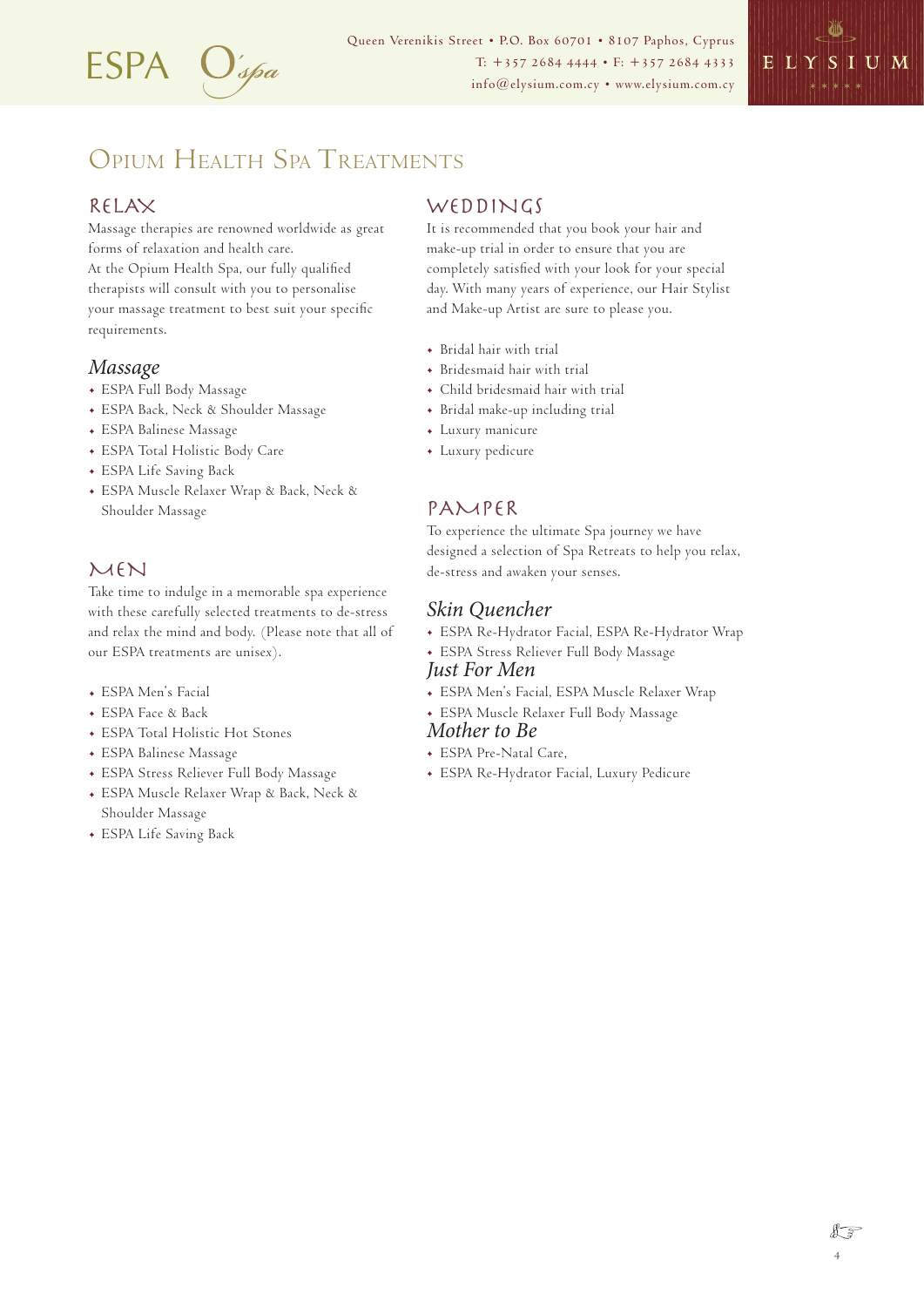# Opium Health Spa Treatments

## RELAX

Massage therapies are renowned worldwide as great forms of relaxation and health care.
At the Opium Health Spa, our fully qualified therapists will consult with you to personalise your massage treatment to best suit your specific requirements.

### *Massage*

- ESPA Full Body Massage
- ESPA Back, Neck & Shoulder Massage
- ESPA Balinese Massage
- ESPA Total Holistic Body Care
- ESPA Life Saving Back
- ESPA Muscle Relaxer Wrap & Back, Neck & Shoulder Massage

## MEN

Take time to indulge in a memorable spa experience with these carefully selected treatments to de-stress and relax the mind and body. (Please note that all of our ESPA treatments are unisex).

- ESPA Men's Facial
- ESPA Face & Back
- ESPA Total Holistic Hot Stones
- ESPA Balinese Massage
- ESPA Stress Reliever Full Body Massage
- ESPA Muscle Relaxer Wrap & Back, Neck & Shoulder Massage
- ESPA Life Saving Back

## WEDDINGS

It is recommended that you book your hair and make-up trial in order to ensure that you are completely satisfied with your look for your special day. With many years of experience, our Hair Stylist and Make-up Artist are sure to please you.

- Bridal hair with trial
- Bridesmaid hair with trial
- Child bridesmaid hair with trial
- Bridal make-up including trial
- Luxury manicure
- Luxury pedicure

## PAMPER

To experience the ultimate Spa journey we have designed a selection of Spa Retreats to help you relax, de-stress and awaken your senses.

### *Skin Quencher*

- ESPA Re-Hydrator Facial, ESPA Re-Hydrator Wrap
- ESPA Stress Reliever Full Body Massage

### *Just For Men*

- ESPA Men's Facial, ESPA Muscle Relaxer Wrap
- ESPA Muscle Relaxer Full Body Massage

### *Mother to Be*

- ESPA Pre-Natal Care,
- ESPA Re-Hydrator Facial, Luxury Pedicure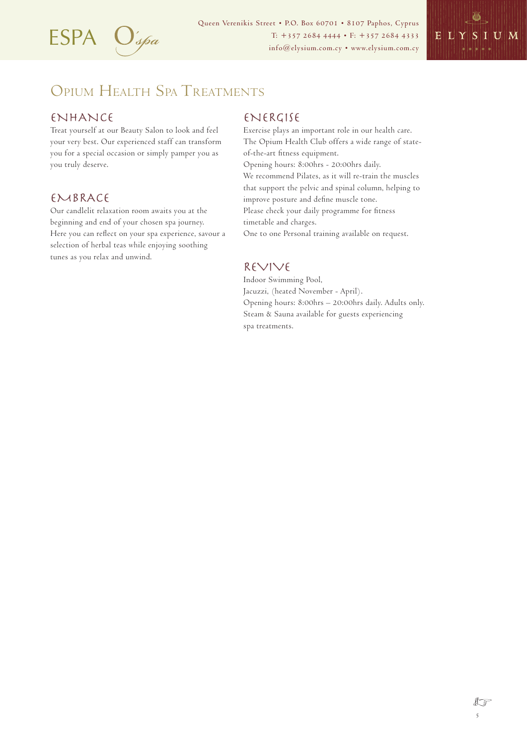# Opium Health Spa Treatments

## ENHANCE

Treat yourself at our Beauty Salon to look and feel your very best. Our experienced staff can transform you for a special occasion or simply pamper you as you truly deserve.

## EMBRACE

Our candlelit relaxation room awaits you at the beginning and end of your chosen spa journey. Here you can reflect on your spa experience, savour a selection of herbal teas while enjoying soothing tunes as you relax and unwind.

## ENERGISE

Exercise plays an important role in our health care. The Opium Health Club offers a wide range of state-of-the-art fitness equipment.
Opening hours: 8:00hrs - 20:00hrs daily.
We recommend Pilates, as it will re-train the muscles that support the pelvic and spinal column, helping to improve posture and define muscle tone.
Please check your daily programme for fitness timetable and charges.
One to one Personal training available on request.

## REVIVE

Indoor Swimming Pool,
Jacuzzi, (heated November - April).
Opening hours: 8:00hrs – 20:00hrs daily. Adults only.
Steam & Sauna available for guests experiencing spa treatments.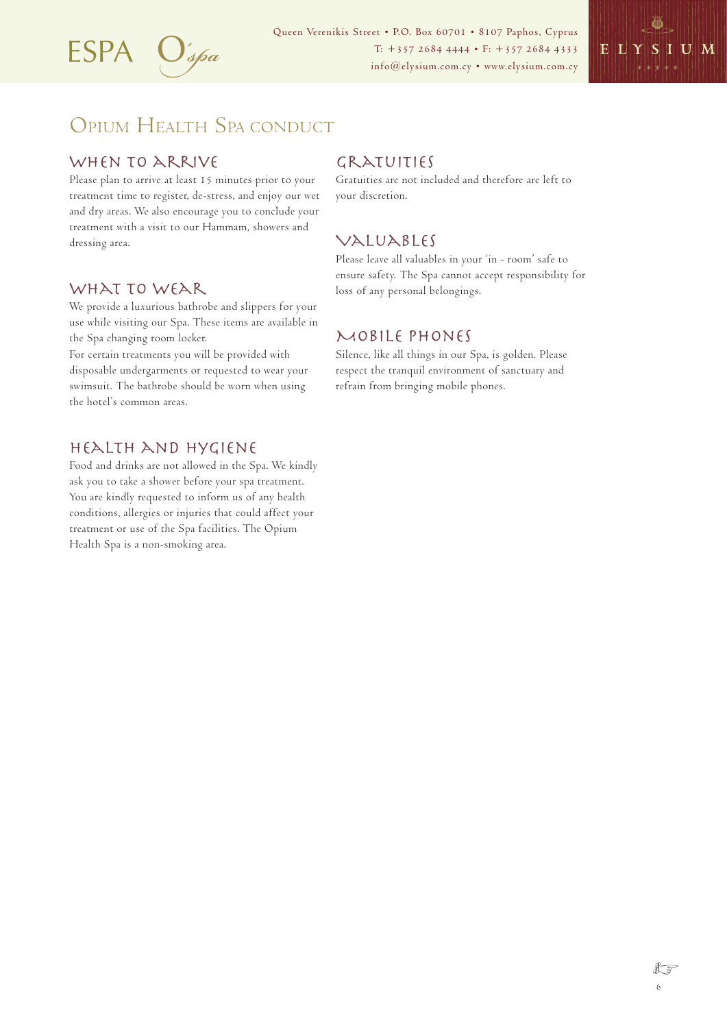# Opium Health Spa conduct

## WHEN TO ARRIVE

Please plan to arrive at least 15 minutes prior to your treatment time to register, de-stress, and enjoy our wet and dry areas. We also encourage you to conclude your treatment with a visit to our Hammam, showers and dressing area.

## WHAT TO WEAR

We provide a luxurious bathrobe and slippers for your use while visiting our Spa. These items are available in the Spa changing room locker.

For certain treatments you will be provided with disposable undergarments or requested to wear your swimsuit. The bathrobe should be worn when using the hotel's common areas.

## HEALTH AND HYGIENE

Food and drinks are not allowed in the Spa. We kindly ask you to take a shower before your spa treatment. You are kindly requested to inform us of any health conditions, allergies or injuries that could affect your treatment or use of the Spa facilities. The Opium Health Spa is a non-smoking area.

## GRATUITIES

Gratuities are not included and therefore are left to your discretion.

## VALUABLES

Please leave all valuables in your 'in - room' safe to ensure safety. The Spa cannot accept responsibility for loss of any personal belongings.

## MOBILE PHONES

Silence, like all things in our Spa, is golden. Please respect the tranquil environment of sanctuary and refrain from bringing mobile phones.